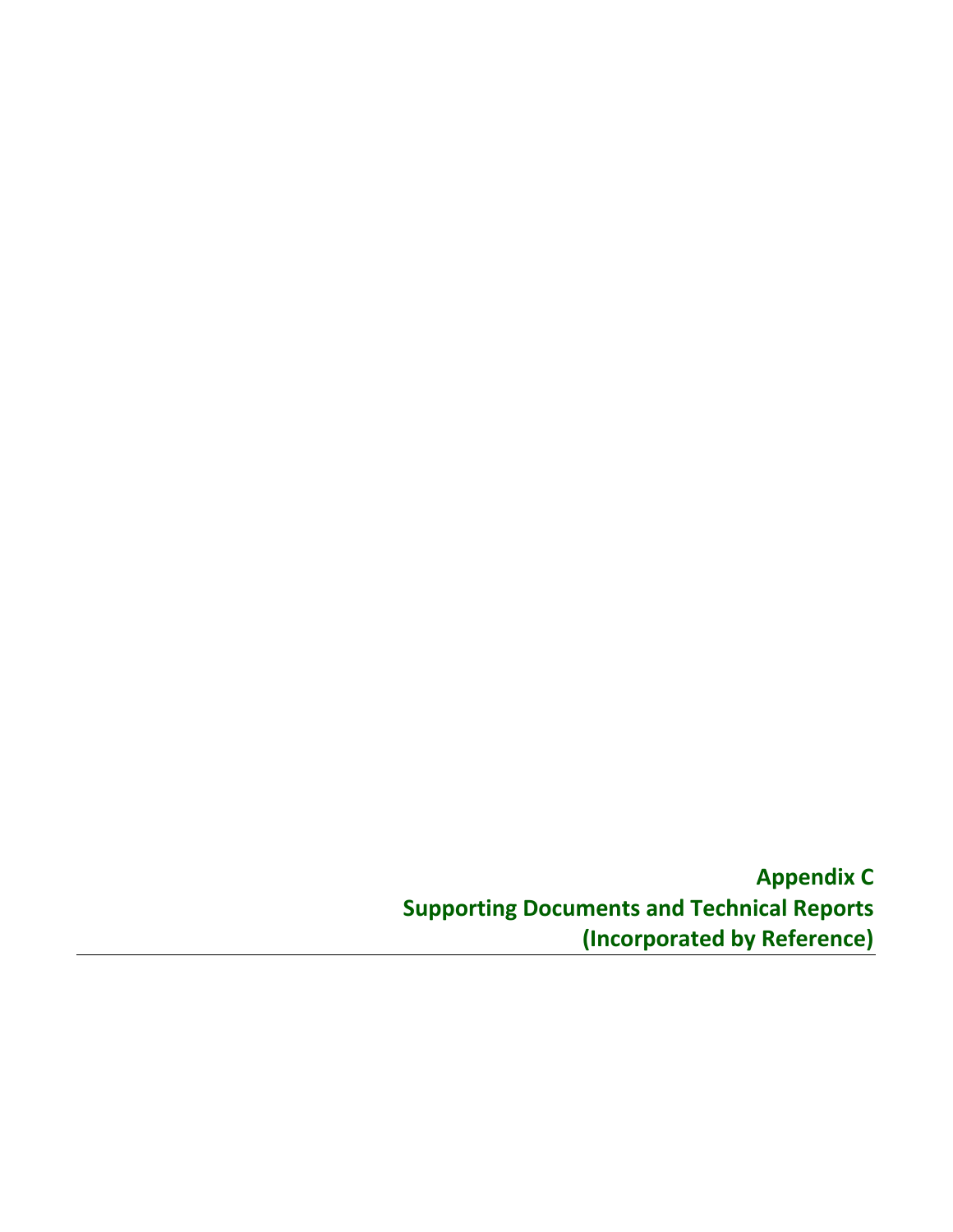# Appendix C
# Supporting Documents and Technical Reports
# (Incorporated by Reference)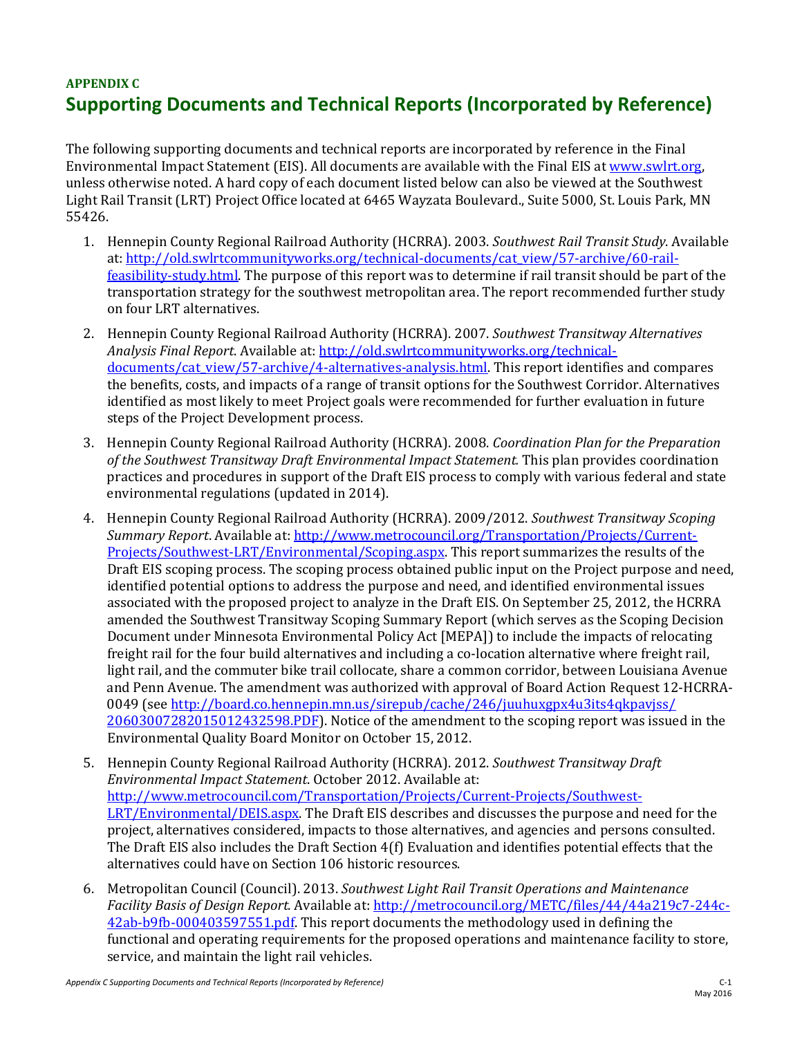**APPENDIX C**

# Supporting Documents and Technical Reports (Incorporated by Reference)

The following supporting documents and technical reports are incorporated by reference in the Final Environmental Impact Statement (EIS). All documents are available with the Final EIS at [www.swlrt.org](www.swlrt.org), unless otherwise noted. A hard copy of each document listed below can also be viewed at the Southwest Light Rail Transit (LRT) Project Office located at 6465 Wayzata Boulevard., Suite 5000, St. Louis Park, MN 55426.

1. Hennepin County Regional Railroad Authority (HCRRA). 2003. *Southwest Rail Transit Study*. Available at: [http://old.swlrtcommunityworks.org/technical-documents/cat_view/57-archive/60-rail-feasibility-study.html](http://old.swlrtcommunityworks.org/technical-documents/cat_view/57-archive/60-rail-feasibility-study.html). The purpose of this report was to determine if rail transit should be part of the transportation strategy for the southwest metropolitan area. The report recommended further study on four LRT alternatives.

2. Hennepin County Regional Railroad Authority (HCRRA). 2007. *Southwest Transitway Alternatives Analysis Final Report*. Available at: [http://old.swlrtcommunityworks.org/technical-documents/cat_view/57-archive/4-alternatives-analysis.html](http://old.swlrtcommunityworks.org/technical-documents/cat_view/57-archive/4-alternatives-analysis.html). This report identifies and compares the benefits, costs, and impacts of a range of transit options for the Southwest Corridor. Alternatives identified as most likely to meet Project goals were recommended for further evaluation in future steps of the Project Development process.

3. Hennepin County Regional Railroad Authority (HCRRA). 2008. *Coordination Plan for the Preparation of the Southwest Transitway Draft Environmental Impact Statement.* This plan provides coordination practices and procedures in support of the Draft EIS process to comply with various federal and state environmental regulations (updated in 2014).

4. Hennepin County Regional Railroad Authority (HCRRA). 2009/2012. *Southwest Transitway Scoping Summary Report*. Available at: [http://www.metrocouncil.org/Transportation/Projects/Current-Projects/Southwest-LRT/Environmental/Scoping.aspx](http://www.metrocouncil.org/Transportation/Projects/Current-Projects/Southwest-LRT/Environmental/Scoping.aspx). This report summarizes the results of the Draft EIS scoping process. The scoping process obtained public input on the Project purpose and need, identified potential options to address the purpose and need, and identified environmental issues associated with the proposed project to analyze in the Draft EIS. On September 25, 2012, the HCRRA amended the Southwest Transitway Scoping Summary Report (which serves as the Scoping Decision Document under Minnesota Environmental Policy Act [MEPA]) to include the impacts of relocating freight rail for the four build alternatives and including a co-location alternative where freight rail, light rail, and the commuter bike trail collocate, share a common corridor, between Louisiana Avenue and Penn Avenue. The amendment was authorized with approval of Board Action Request 12-HCRRA-0049 (see [http://board.co.hennepin.mn.us/sirepub/cache/246/juuhuxgpx4u3its4qkpavjss/2060300728201501243259​8.PDF](http://board.co.hennepin.mn.us/sirepub/cache/246/juuhuxgpx4u3its4qkpavjss/20603007282015012432598.PDF)). Notice of the amendment to the scoping report was issued in the Environmental Quality Board Monitor on October 15, 2012.

5. Hennepin County Regional Railroad Authority (HCRRA). 2012. *Southwest Transitway Draft Environmental Impact Statement*. October 2012. Available at: [http://www.metrocouncil.com/Transportation/Projects/Current-Projects/Southwest-LRT/Environmental/DEIS.aspx](http://www.metrocouncil.com/Transportation/Projects/Current-Projects/Southwest-LRT/Environmental/DEIS.aspx). The Draft EIS describes and discusses the purpose and need for the project, alternatives considered, impacts to those alternatives, and agencies and persons consulted. The Draft EIS also includes the Draft Section 4(f) Evaluation and identifies potential effects that the alternatives could have on Section 106 historic resources.

6. Metropolitan Council (Council). 2013. *Southwest Light Rail Transit Operations and Maintenance Facility Basis of Design Report.* Available at: [http://metrocouncil.org/METC/files/44/44a219c7-244c-42ab-b9fb-000403597551.pdf](http://metrocouncil.org/METC/files/44/44a219c7-244c-42ab-b9fb-000403597551.pdf). This report documents the methodology used in defining the functional and operating requirements for the proposed operations and maintenance facility to store, service, and maintain the light rail vehicles.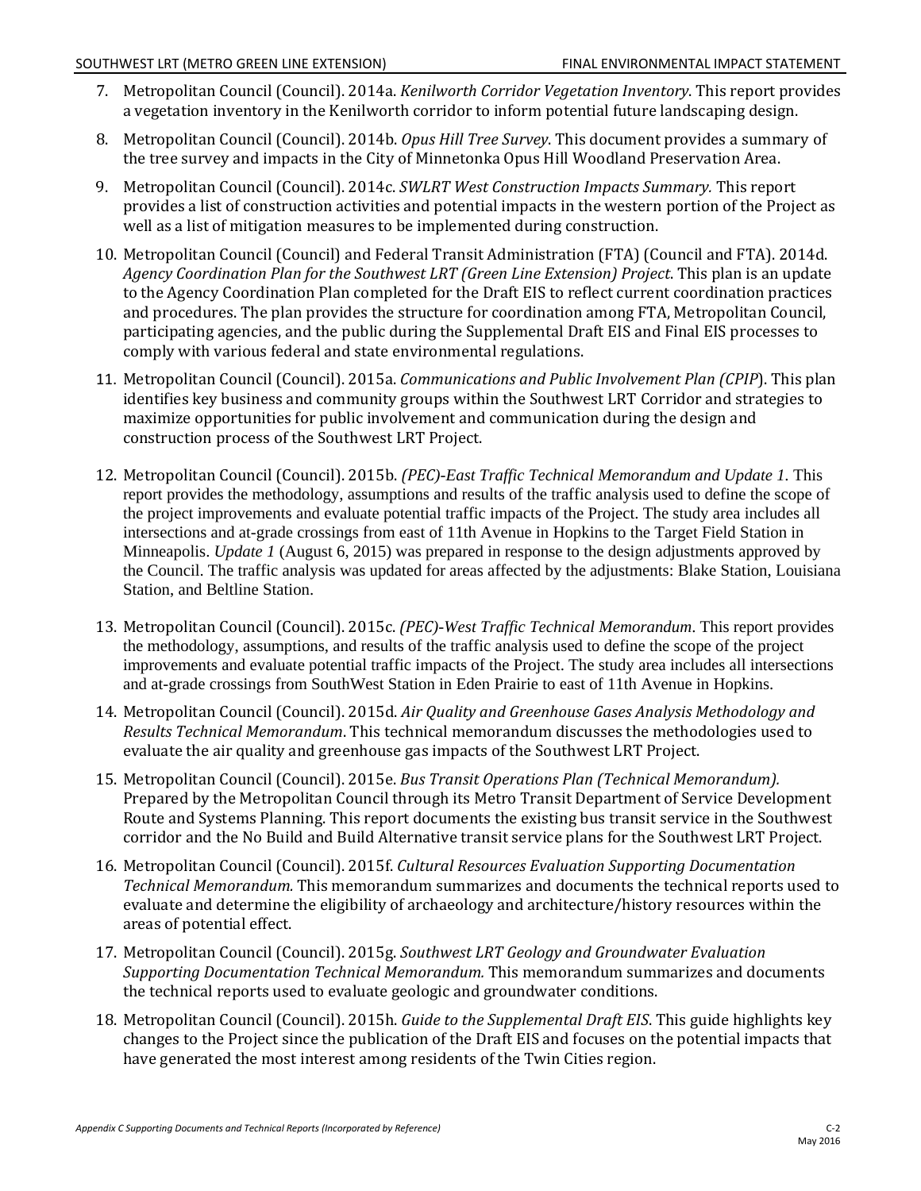7. Metropolitan Council (Council). 2014a. *Kenilworth Corridor Vegetation Inventory*. This report provides a vegetation inventory in the Kenilworth corridor to inform potential future landscaping design.

8. Metropolitan Council (Council). 2014b. *Opus Hill Tree Survey*. This document provides a summary of the tree survey and impacts in the City of Minnetonka Opus Hill Woodland Preservation Area.

9. Metropolitan Council (Council). 2014c. *SWLRT West Construction Impacts Summary.* This report provides a list of construction activities and potential impacts in the western portion of the Project as well as a list of mitigation measures to be implemented during construction.

10. Metropolitan Council (Council) and Federal Transit Administration (FTA) (Council and FTA). 2014d. *Agency Coordination Plan for the Southwest LRT (Green Line Extension) Project*. This plan is an update to the Agency Coordination Plan completed for the Draft EIS to reflect current coordination practices and procedures. The plan provides the structure for coordination among FTA, Metropolitan Council, participating agencies, and the public during the Supplemental Draft EIS and Final EIS processes to comply with various federal and state environmental regulations.

11. Metropolitan Council (Council). 2015a. *Communications and Public Involvement Plan (CPIP*). This plan identifies key business and community groups within the Southwest LRT Corridor and strategies to maximize opportunities for public involvement and communication during the design and construction process of the Southwest LRT Project.

12. Metropolitan Council (Council). 2015b. *(PEC)-East Traffic Technical Memorandum and Update 1*. This report provides the methodology, assumptions and results of the traffic analysis used to define the scope of the project improvements and evaluate potential traffic impacts of the Project. The study area includes all intersections and at-grade crossings from east of 11th Avenue in Hopkins to the Target Field Station in Minneapolis. *Update 1* (August 6, 2015) was prepared in response to the design adjustments approved by the Council. The traffic analysis was updated for areas affected by the adjustments: Blake Station, Louisiana Station, and Beltline Station.

13. Metropolitan Council (Council). 2015c. *(PEC)-West Traffic Technical Memorandum*. This report provides the methodology, assumptions, and results of the traffic analysis used to define the scope of the project improvements and evaluate potential traffic impacts of the Project. The study area includes all intersections and at-grade crossings from SouthWest Station in Eden Prairie to east of 11th Avenue in Hopkins.

14. Metropolitan Council (Council). 2015d. *Air Quality and Greenhouse Gases Analysis Methodology and Results Technical Memorandum*. This technical memorandum discusses the methodologies used to evaluate the air quality and greenhouse gas impacts of the Southwest LRT Project.

15. Metropolitan Council (Council). 2015e. *Bus Transit Operations Plan (Technical Memorandum).* Prepared by the Metropolitan Council through its Metro Transit Department of Service Development Route and Systems Planning. This report documents the existing bus transit service in the Southwest corridor and the No Build and Build Alternative transit service plans for the Southwest LRT Project.

16. Metropolitan Council (Council). 2015f. *Cultural Resources Evaluation Supporting Documentation Technical Memorandum.* This memorandum summarizes and documents the technical reports used to evaluate and determine the eligibility of archaeology and architecture/history resources within the areas of potential effect.

17. Metropolitan Council (Council). 2015g. *Southwest LRT Geology and Groundwater Evaluation Supporting Documentation Technical Memorandum.* This memorandum summarizes and documents the technical reports used to evaluate geologic and groundwater conditions.

18. Metropolitan Council (Council). 2015h. *Guide to the Supplemental Draft EIS*. This guide highlights key changes to the Project since the publication of the Draft EIS and focuses on the potential impacts that have generated the most interest among residents of the Twin Cities region.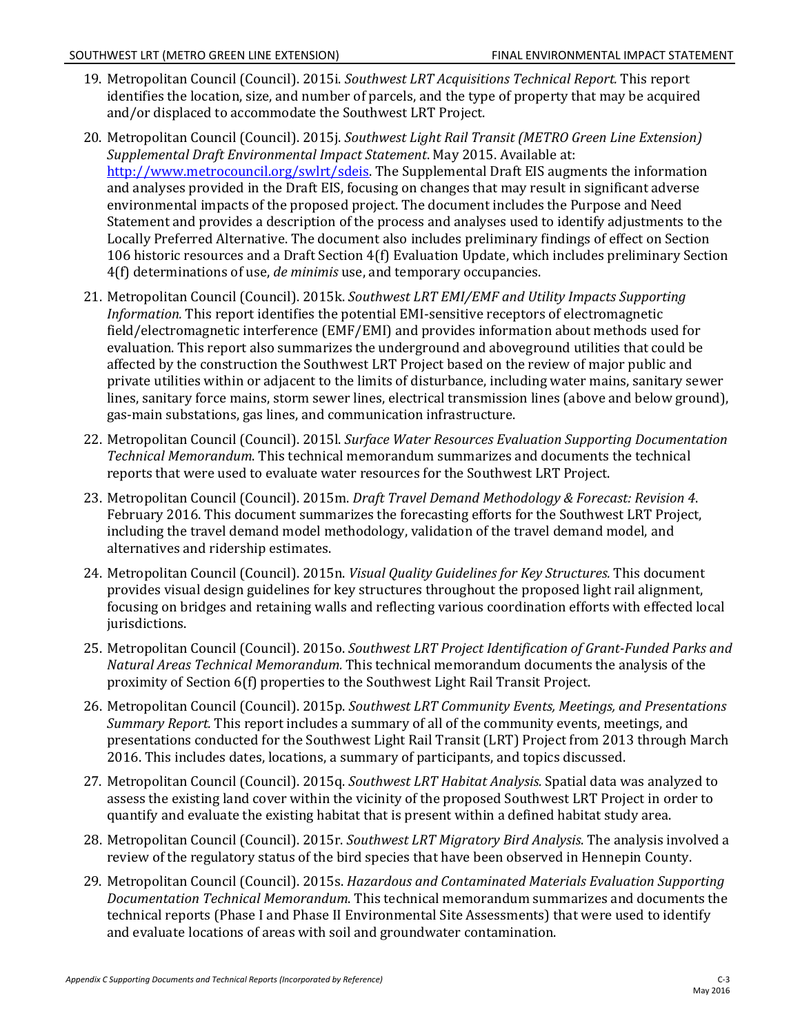19. Metropolitan Council (Council). 2015i. *Southwest LRT Acquisitions Technical Report.* This report identifies the location, size, and number of parcels, and the type of property that may be acquired and/or displaced to accommodate the Southwest LRT Project.

20. Metropolitan Council (Council). 2015j. *Southwest Light Rail Transit (METRO Green Line Extension) Supplemental Draft Environmental Impact Statement*. May 2015. Available at: [http://www.metrocouncil.org/swlrt/sdeis](http://www.metrocouncil.org/swlrt/sdeis). The Supplemental Draft EIS augments the information and analyses provided in the Draft EIS, focusing on changes that may result in significant adverse environmental impacts of the proposed project. The document includes the Purpose and Need Statement and provides a description of the process and analyses used to identify adjustments to the Locally Preferred Alternative. The document also includes preliminary findings of effect on Section 106 historic resources and a Draft Section 4(f) Evaluation Update, which includes preliminary Section 4(f) determinations of use, *de minimis* use, and temporary occupancies.

21. Metropolitan Council (Council). 2015k. *Southwest LRT EMI/EMF and Utility Impacts Supporting Information.* This report identifies the potential EMI-sensitive receptors of electromagnetic field/electromagnetic interference (EMF/EMI) and provides information about methods used for evaluation. This report also summarizes the underground and aboveground utilities that could be affected by the construction the Southwest LRT Project based on the review of major public and private utilities within or adjacent to the limits of disturbance, including water mains, sanitary sewer lines, sanitary force mains, storm sewer lines, electrical transmission lines (above and below ground), gas-main substations, gas lines, and communication infrastructure.

22. Metropolitan Council (Council). 2015l. *Surface Water Resources Evaluation Supporting Documentation Technical Memorandum*. This technical memorandum summarizes and documents the technical reports that were used to evaluate water resources for the Southwest LRT Project.

23. Metropolitan Council (Council). 2015m. *Draft Travel Demand Methodology & Forecast: Revision 4*. February 2016. This document summarizes the forecasting efforts for the Southwest LRT Project, including the travel demand model methodology, validation of the travel demand model, and alternatives and ridership estimates.

24. Metropolitan Council (Council). 2015n. *Visual Quality Guidelines for Key Structures.* This document provides visual design guidelines for key structures throughout the proposed light rail alignment, focusing on bridges and retaining walls and reflecting various coordination efforts with effected local jurisdictions.

25. Metropolitan Council (Council). 2015o. *Southwest LRT Project Identification of Grant-Funded Parks and Natural Areas Technical Memorandum.* This technical memorandum documents the analysis of the proximity of Section 6(f) properties to the Southwest Light Rail Transit Project.

26. Metropolitan Council (Council). 2015p. *Southwest LRT Community Events, Meetings, and Presentations Summary Report.* This report includes a summary of all of the community events, meetings, and presentations conducted for the Southwest Light Rail Transit (LRT) Project from 2013 through March 2016. This includes dates, locations, a summary of participants, and topics discussed.

27. Metropolitan Council (Council). 2015q. *Southwest LRT Habitat Analysis.* Spatial data was analyzed to assess the existing land cover within the vicinity of the proposed Southwest LRT Project in order to quantify and evaluate the existing habitat that is present within a defined habitat study area.

28. Metropolitan Council (Council). 2015r. *Southwest LRT Migratory Bird Analysis*. The analysis involved a review of the regulatory status of the bird species that have been observed in Hennepin County.

29. Metropolitan Council (Council). 2015s. *Hazardous and Contaminated Materials Evaluation Supporting Documentation Technical Memorandum*. This technical memorandum summarizes and documents the technical reports (Phase I and Phase II Environmental Site Assessments) that were used to identify and evaluate locations of areas with soil and groundwater contamination.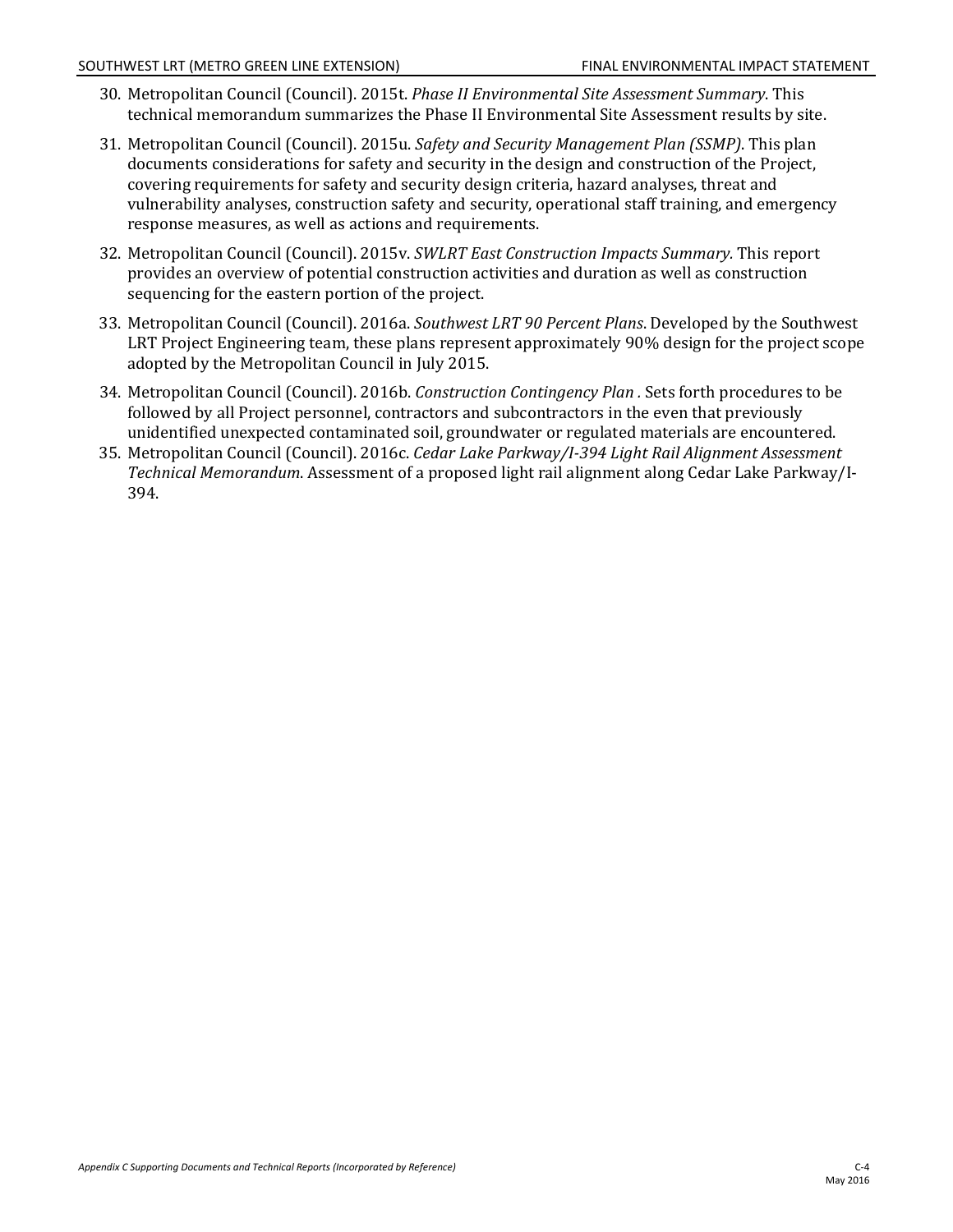30. Metropolitan Council (Council). 2015t. *Phase II Environmental Site Assessment Summary*. This technical memorandum summarizes the Phase II Environmental Site Assessment results by site.
31. Metropolitan Council (Council). 2015u. *Safety and Security Management Plan (SSMP)*. This plan documents considerations for safety and security in the design and construction of the Project, covering requirements for safety and security design criteria, hazard analyses, threat and vulnerability analyses, construction safety and security, operational staff training, and emergency response measures, as well as actions and requirements.
32. Metropolitan Council (Council). 2015v. *SWLRT East Construction Impacts Summary*. This report provides an overview of potential construction activities and duration as well as construction sequencing for the eastern portion of the project.
33. Metropolitan Council (Council). 2016a. *Southwest LRT 90 Percent Plans*. Developed by the Southwest LRT Project Engineering team, these plans represent approximately 90% design for the project scope adopted by the Metropolitan Council in July 2015.
34. Metropolitan Council (Council). 2016b. *Construction Contingency Plan .* Sets forth procedures to be followed by all Project personnel, contractors and subcontractors in the even that previously unidentified unexpected contaminated soil, groundwater or regulated materials are encountered.
35. Metropolitan Council (Council). 2016c. *Cedar Lake Parkway/I-394 Light Rail Alignment Assessment Technical Memorandum*. Assessment of a proposed light rail alignment along Cedar Lake Parkway/I-394.